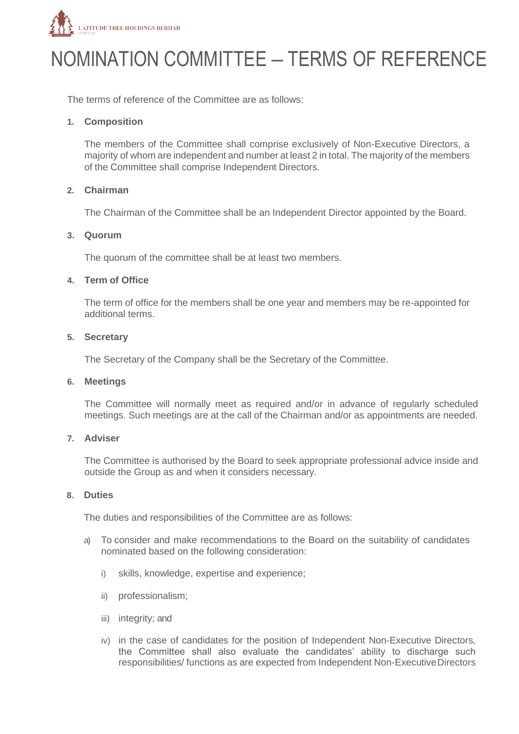# NOMINATION COMMITTEE – TERMS OF REFERENCE

The terms of reference of the Committee are as follows:

**1. Composition**

The members of the Committee shall comprise exclusively of Non-Executive Directors, a majority of whom are independent and number at least 2 in total. The majority of the members of the Committee shall comprise Independent Directors.

**2. Chairman**

The Chairman of the Committee shall be an Independent Director appointed by the Board.

**3. Quorum**

The quorum of the committee shall be at least two members.

**4. Term of Office**

The term of office for the members shall be one year and members may be re-appointed for additional terms.

**5. Secretary**

The Secretary of the Company shall be the Secretary of the Committee.

**6. Meetings**

The Committee will normally meet as required and/or in advance of regularly scheduled meetings. Such meetings are at the call of the Chairman and/or as appointments are needed.

**7. Adviser**

The Committee is authorised by the Board to seek appropriate professional advice inside and outside the Group as and when it considers necessary.

**8. Duties**

The duties and responsibilities of the Committee are as follows:

a) To consider and make recommendations to the Board on the suitability of candidates nominated based on the following consideration:

   i) skills, knowledge, expertise and experience;

   ii) professionalism;

   iii) integrity; and

   iv) in the case of candidates for the position of Independent Non-Executive Directors, the Committee shall also evaluate the candidates' ability to discharge such responsibilities/ functions as are expected from Independent Non-Executive Directors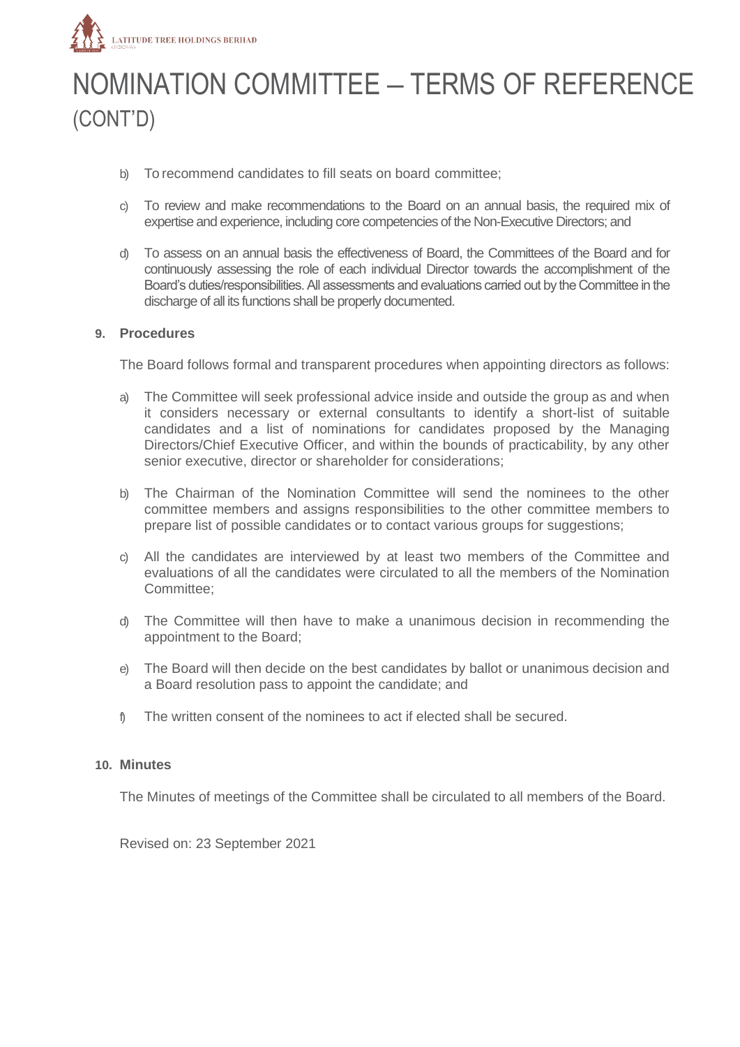# NOMINATION COMMITTEE – TERMS OF REFERENCE (CONT'D)

b) To recommend candidates to fill seats on board committee;

c) To review and make recommendations to the Board on an annual basis, the required mix of expertise and experience, including core competencies of the Non-Executive Directors; and

d) To assess on an annual basis the effectiveness of Board, the Committees of the Board and for continuously assessing the role of each individual Director towards the accomplishment of the Board's duties/responsibilities. All assessments and evaluations carried out by the Committee in the discharge of all its functions shall be properly documented.

**9. Procedures**

The Board follows formal and transparent procedures when appointing directors as follows:

a) The Committee will seek professional advice inside and outside the group as and when it considers necessary or external consultants to identify a short-list of suitable candidates and a list of nominations for candidates proposed by the Managing Directors/Chief Executive Officer, and within the bounds of practicability, by any other senior executive, director or shareholder for considerations;

b) The Chairman of the Nomination Committee will send the nominees to the other committee members and assigns responsibilities to the other committee members to prepare list of possible candidates or to contact various groups for suggestions;

c) All the candidates are interviewed by at least two members of the Committee and evaluations of all the candidates were circulated to all the members of the Nomination Committee;

d) The Committee will then have to make a unanimous decision in recommending the appointment to the Board;

e) The Board will then decide on the best candidates by ballot or unanimous decision and a Board resolution pass to appoint the candidate; and

f) The written consent of the nominees to act if elected shall be secured.

**10. Minutes**

The Minutes of meetings of the Committee shall be circulated to all members of the Board.

Revised on: 23 September 2021